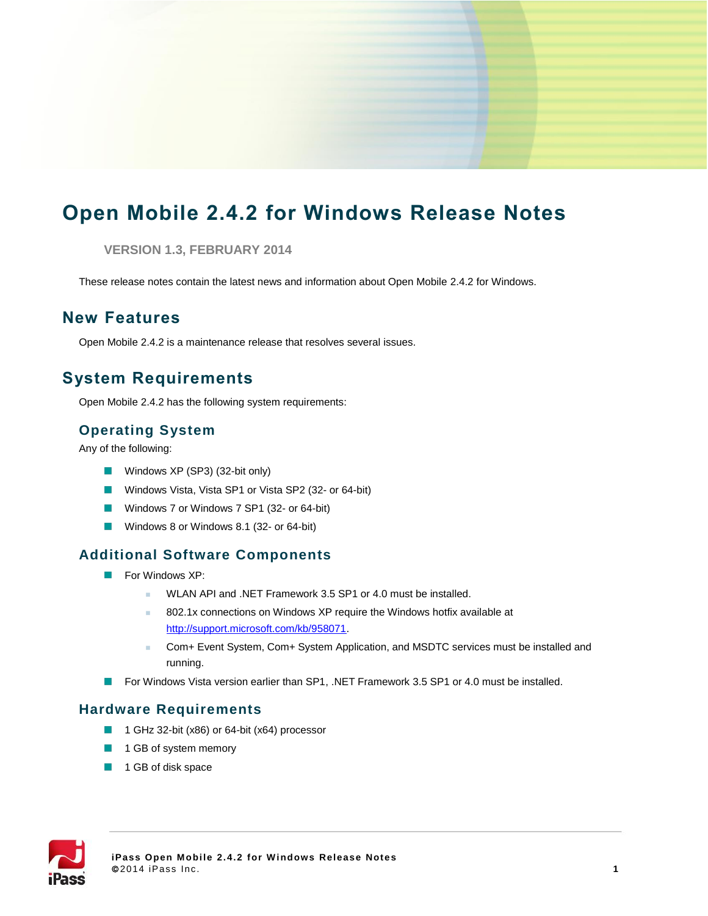# Open Mobile 2.4.2 for Windows Release Notes

VERSION 1.3, FEBRUARY 2014

These release notes contain the latest news and information about Open Mobile 2.4.2 for Windows.

## New Features

Open Mobile 2.4.2 is a maintenance release that resolves several issues.

## System Requirements

Open Mobile 2.4.2 has the following system requirements:

### Operating System

Any of the following:

- Windows XP (SP3) (32-bit only)
- Windows Vista, Vista SP1 or Vista SP2 (32- or 64-bit)
- Windows 7 or Windows 7 SP1 (32- or 64-bit)
- Windows 8 or Windows 8.1 (32- or 64-bit)

### Additional Software Components

- For Windows XP:
  - WLAN API and .NET Framework 3.5 SP1 or 4.0 must be installed.
  - 802.1x connections on Windows XP require the Windows hotfix available at http://support.microsoft.com/kb/958071.
  - Com+ Event System, Com+ System Application, and MSDTC services must be installed and running.
- For Windows Vista version earlier than SP1, .NET Framework 3.5 SP1 or 4.0 must be installed.

### Hardware Requirements

- 1 GHz 32-bit (x86) or 64-bit (x64) processor
- 1 GB of system memory
- 1 GB of disk space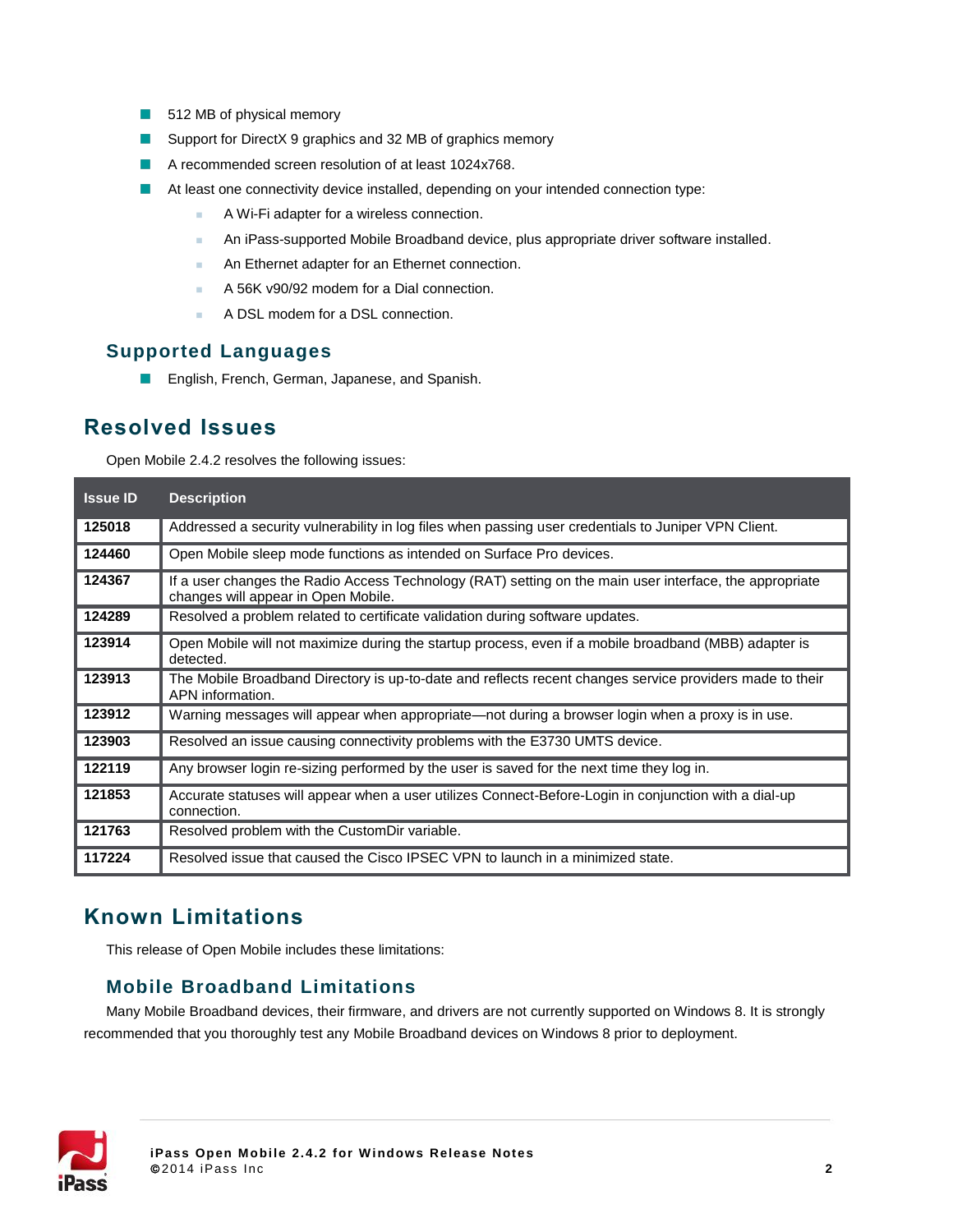- 512 MB of physical memory
- Support for DirectX 9 graphics and 32 MB of graphics memory
- A recommended screen resolution of at least 1024x768.
- At least one connectivity device installed, depending on your intended connection type:
  - A Wi-Fi adapter for a wireless connection.
  - An iPass-supported Mobile Broadband device, plus appropriate driver software installed.
  - An Ethernet adapter for an Ethernet connection.
  - A 56K v90/92 modem for a Dial connection.
  - A DSL modem for a DSL connection.

### Supported Languages

- English, French, German, Japanese, and Spanish.

## Resolved Issues

Open Mobile 2.4.2 resolves the following issues:

| Issue ID | Description |
|---|---|
| **125018** | Addressed a security vulnerability in log files when passing user credentials to Juniper VPN Client. |
| **124460** | Open Mobile sleep mode functions as intended on Surface Pro devices. |
| **124367** | If a user changes the Radio Access Technology (RAT) setting on the main user interface, the appropriate changes will appear in Open Mobile. |
| **124289** | Resolved a problem related to certificate validation during software updates. |
| **123914** | Open Mobile will not maximize during the startup process, even if a mobile broadband (MBB) adapter is detected. |
| **123913** | The Mobile Broadband Directory is up-to-date and reflects recent changes service providers made to their APN information. |
| **123912** | Warning messages will appear when appropriate—not during a browser login when a proxy is in use. |
| **123903** | Resolved an issue causing connectivity problems with the E3730 UMTS device. |
| **122119** | Any browser login re-sizing performed by the user is saved for the next time they log in. |
| **121853** | Accurate statuses will appear when a user utilizes Connect-Before-Login in conjunction with a dial-up connection. |
| **121763** | Resolved problem with the CustomDir variable. |
| **117224** | Resolved issue that caused the Cisco IPSEC VPN to launch in a minimized state. |

## Known Limitations

This release of Open Mobile includes these limitations:

### Mobile Broadband Limitations

Many Mobile Broadband devices, their firmware, and drivers are not currently supported on Windows 8. It is strongly recommended that you thoroughly test any Mobile Broadband devices on Windows 8 prior to deployment.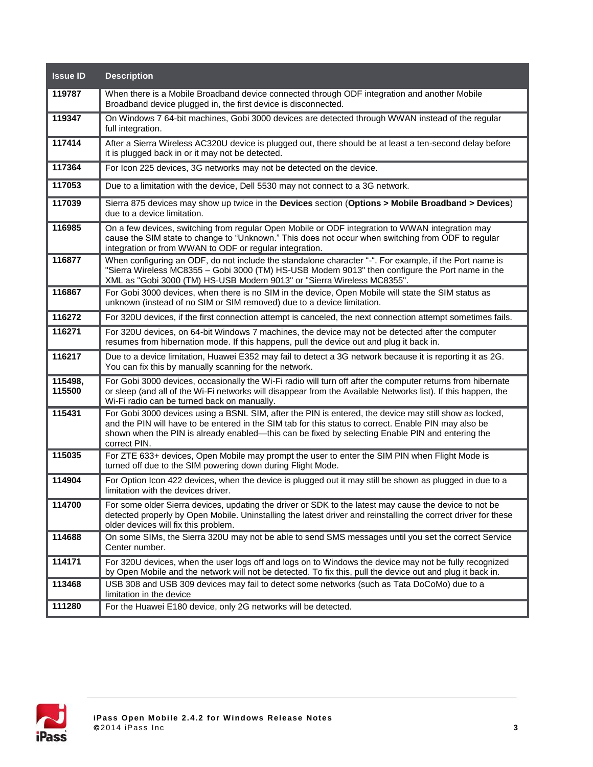| Issue ID | Description |
| --- | --- |
| **119787** | When there is a Mobile Broadband device connected through ODF integration and another Mobile Broadband device plugged in, the first device is disconnected. |
| **119347** | On Windows 7 64-bit machines, Gobi 3000 devices are detected through WWAN instead of the regular full integration. |
| **117414** | After a Sierra Wireless AC320U device is plugged out, there should be at least a ten-second delay before it is plugged back in or it may not be detected. |
| **117364** | For Icon 225 devices, 3G networks may not be detected on the device. |
| **117053** | Due to a limitation with the device, Dell 5530 may not connect to a 3G network. |
| **117039** | Sierra 875 devices may show up twice in the **Devices** section (**Options > Mobile Broadband > Devices**) due to a device limitation. |
| **116985** | On a few devices, switching from regular Open Mobile or ODF integration to WWAN integration may cause the SIM state to change to "Unknown." This does not occur when switching from ODF to regular integration or from WWAN to ODF or regular integration. |
| **116877** | When configuring an ODF, do not include the standalone character "-". For example, if the Port name is "Sierra Wireless MC8355 – Gobi 3000 (TM) HS-USB Modem 9013" then configure the Port name in the XML as "Gobi 3000 (TM) HS-USB Modem 9013" or "Sierra Wireless MC8355". |
| **116867** | For Gobi 3000 devices, when there is no SIM in the device, Open Mobile will state the SIM status as unknown (instead of no SIM or SIM removed) due to a device limitation. |
| **116272** | For 320U devices, if the first connection attempt is canceled, the next connection attempt sometimes fails. |
| **116271** | For 320U devices, on 64-bit Windows 7 machines, the device may not be detected after the computer resumes from hibernation mode. If this happens, pull the device out and plug it back in. |
| **116217** | Due to a device limitation, Huawei E352 may fail to detect a 3G network because it is reporting it as 2G. You can fix this by manually scanning for the network. |
| **115498, 115500** | For Gobi 3000 devices, occasionally the Wi-Fi radio will turn off after the computer returns from hibernate or sleep (and all of the Wi-Fi networks will disappear from the Available Networks list). If this happen, the Wi-Fi radio can be turned back on manually. |
| **115431** | For Gobi 3000 devices using a BSNL SIM, after the PIN is entered, the device may still show as locked, and the PIN will have to be entered in the SIM tab for this status to correct. Enable PIN may also be shown when the PIN is already enabled—this can be fixed by selecting Enable PIN and entering the correct PIN. |
| **115035** | For ZTE 633+ devices, Open Mobile may prompt the user to enter the SIM PIN when Flight Mode is turned off due to the SIM powering down during Flight Mode. |
| **114904** | For Option Icon 422 devices, when the device is plugged out it may still be shown as plugged in due to a limitation with the devices driver. |
| **114700** | For some older Sierra devices, updating the driver or SDK to the latest may cause the device to not be detected properly by Open Mobile. Uninstalling the latest driver and reinstalling the correct driver for these older devices will fix this problem. |
| **114688** | On some SIMs, the Sierra 320U may not be able to send SMS messages until you set the correct Service Center number. |
| **114171** | For 320U devices, when the user logs off and logs on to Windows the device may not be fully recognized by Open Mobile and the network will not be detected. To fix this, pull the device out and plug it back in. |
| **113468** | USB 308 and USB 309 devices may fail to detect some networks (such as Tata DoCoMo) due to a limitation in the device |
| **111280** | For the Huawei E180 device, only 2G networks will be detected. |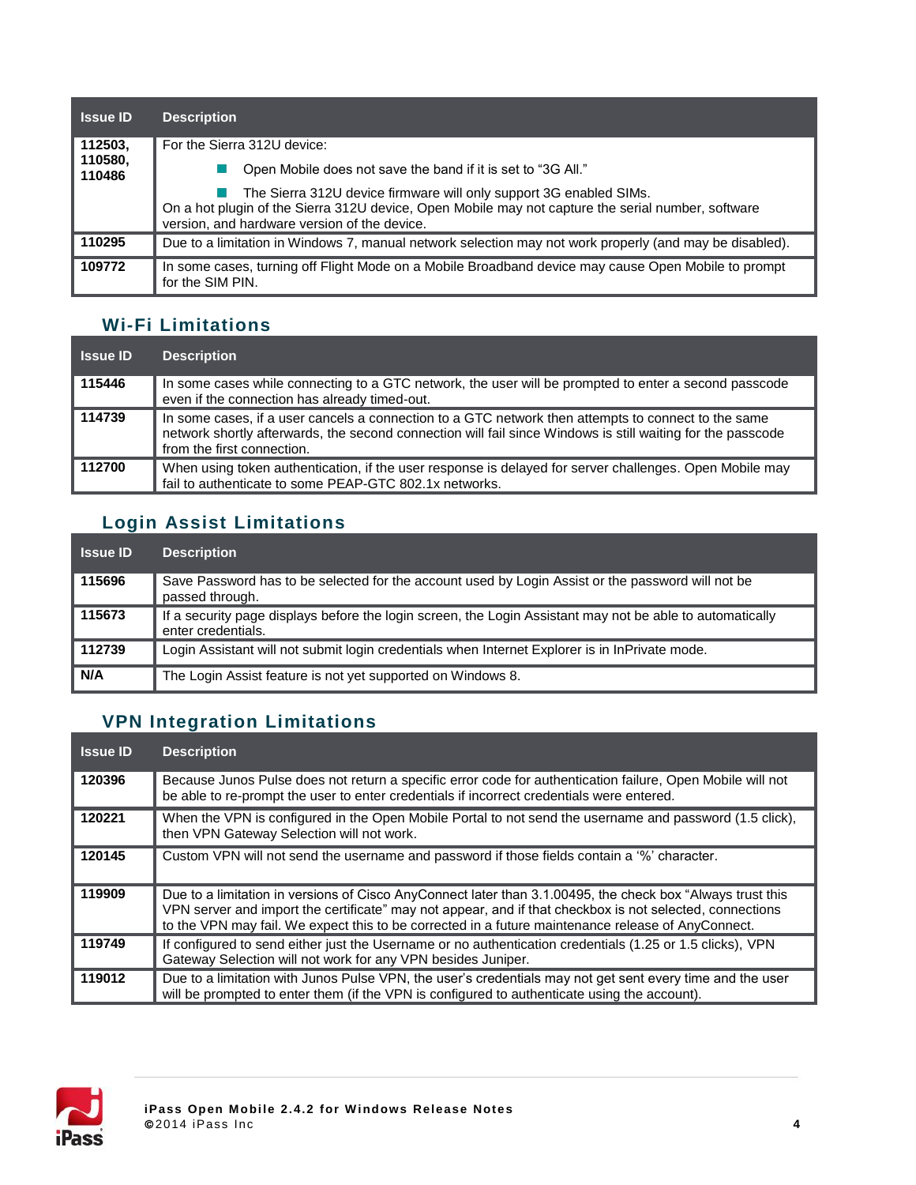| Issue ID | Description |
|---|---|
| 112503, 110580, 110486 | For the Sierra 312U device: <br> - Open Mobile does not save the band if it is set to "3G All." <br> - The Sierra 312U device firmware will only support 3G enabled SIMs. <br> On a hot plugin of the Sierra 312U device, Open Mobile may not capture the serial number, software version, and hardware version of the device. |
| 110295 | Due to a limitation in Windows 7, manual network selection may not work properly (and may be disabled). |
| 109772 | In some cases, turning off Flight Mode on a Mobile Broadband device may cause Open Mobile to prompt for the SIM PIN. |

## Wi-Fi Limitations

| Issue ID | Description |
|---|---|
| 115446 | In some cases while connecting to a GTC network, the user will be prompted to enter a second passcode even if the connection has already timed-out. |
| 114739 | In some cases, if a user cancels a connection to a GTC network then attempts to connect to the same network shortly afterwards, the second connection will fail since Windows is still waiting for the passcode from the first connection. |
| 112700 | When using token authentication, if the user response is delayed for server challenges. Open Mobile may fail to authenticate to some PEAP-GTC 802.1x networks. |

## Login Assist Limitations

| Issue ID | Description |
|---|---|
| 115696 | Save Password has to be selected for the account used by Login Assist or the password will not be passed through. |
| 115673 | If a security page displays before the login screen, the Login Assistant may not be able to automatically enter credentials. |
| 112739 | Login Assistant will not submit login credentials when Internet Explorer is in InPrivate mode. |
| N/A | The Login Assist feature is not yet supported on Windows 8. |

## VPN Integration Limitations

| Issue ID | Description |
|---|---|
| 120396 | Because Junos Pulse does not return a specific error code for authentication failure, Open Mobile will not be able to re-prompt the user to enter credentials if incorrect credentials were entered. |
| 120221 | When the VPN is configured in the Open Mobile Portal to not send the username and password (1.5 click), then VPN Gateway Selection will not work. |
| 120145 | Custom VPN will not send the username and password if those fields contain a '%' character. |
| 119909 | Due to a limitation in versions of Cisco AnyConnect later than 3.1.00495, the check box "Always trust this VPN server and import the certificate" may not appear, and if that checkbox is not selected, connections to the VPN may fail. We expect this to be corrected in a future maintenance release of AnyConnect. |
| 119749 | If configured to send either just the Username or no authentication credentials (1.25 or 1.5 clicks), VPN Gateway Selection will not work for any VPN besides Juniper. |
| 119012 | Due to a limitation with Junos Pulse VPN, the user's credentials may not get sent every time and the user will be prompted to enter them (if the VPN is configured to authenticate using the account). |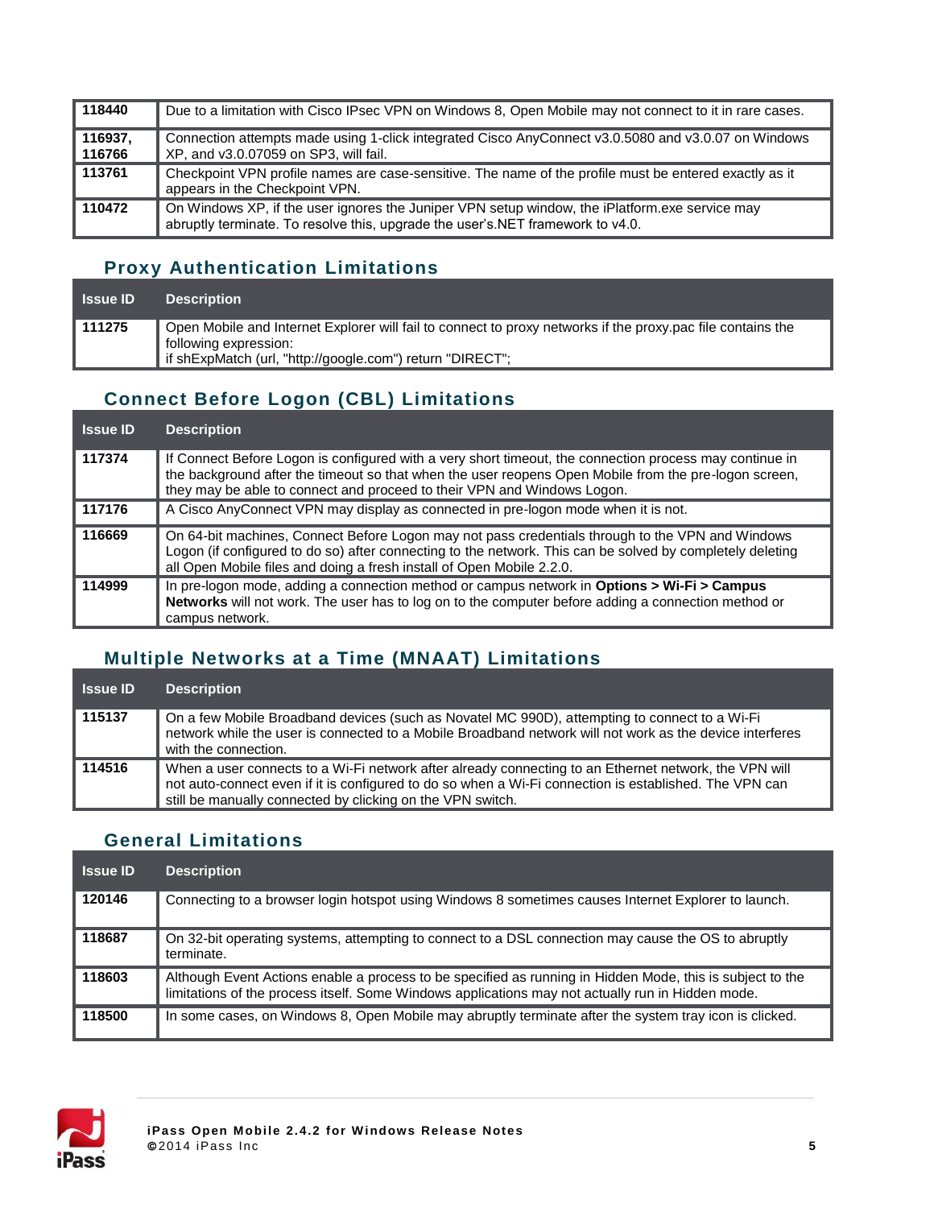| | |
|---|---|
| **118440** | Due to a limitation with Cisco IPsec VPN on Windows 8, Open Mobile may not connect to it in rare cases. |
| **116937, 116766** | Connection attempts made using 1-click integrated Cisco AnyConnect v3.0.5080 and v3.0.07 on Windows XP, and v3.0.07059 on SP3, will fail. |
| **113761** | Checkpoint VPN profile names are case-sensitive. The name of the profile must be entered exactly as it appears in the Checkpoint VPN. |
| **110472** | On Windows XP, if the user ignores the Juniper VPN setup window, the iPlatform.exe service may abruptly terminate. To resolve this, upgrade the user's.NET framework to v4.0. |

## Proxy Authentication Limitations

| Issue ID | Description |
|---|---|
| **111275** | Open Mobile and Internet Explorer will fail to connect to proxy networks if the proxy.pac file contains the following expression:<br>if shExpMatch (url, "http://google.com") return "DIRECT"; |

## Connect Before Logon (CBL) Limitations

| Issue ID | Description |
|---|---|
| **117374** | If Connect Before Logon is configured with a very short timeout, the connection process may continue in the background after the timeout so that when the user reopens Open Mobile from the pre-logon screen, they may be able to connect and proceed to their VPN and Windows Logon. |
| **117176** | A Cisco AnyConnect VPN may display as connected in pre-logon mode when it is not. |
| **116669** | On 64-bit machines, Connect Before Logon may not pass credentials through to the VPN and Windows Logon (if configured to do so) after connecting to the network. This can be solved by completely deleting all Open Mobile files and doing a fresh install of Open Mobile 2.2.0. |
| **114999** | In pre-logon mode, adding a connection method or campus network in **Options > Wi-Fi > Campus Networks** will not work. The user has to log on to the computer before adding a connection method or campus network. |

## Multiple Networks at a Time (MNAAT) Limitations

| Issue ID | Description |
|---|---|
| **115137** | On a few Mobile Broadband devices (such as Novatel MC 990D), attempting to connect to a Wi-Fi network while the user is connected to a Mobile Broadband network will not work as the device interferes with the connection. |
| **114516** | When a user connects to a Wi-Fi network after already connecting to an Ethernet network, the VPN will not auto-connect even if it is configured to do so when a Wi-Fi connection is established. The VPN can still be manually connected by clicking on the VPN switch. |

## General Limitations

| Issue ID | Description |
|---|---|
| **120146** | Connecting to a browser login hotspot using Windows 8 sometimes causes Internet Explorer to launch. |
| **118687** | On 32-bit operating systems, attempting to connect to a DSL connection may cause the OS to abruptly terminate. |
| **118603** | Although Event Actions enable a process to be specified as running in Hidden Mode, this is subject to the limitations of the process itself. Some Windows applications may not actually run in Hidden mode. |
| **118500** | In some cases, on Windows 8, Open Mobile may abruptly terminate after the system tray icon is clicked. |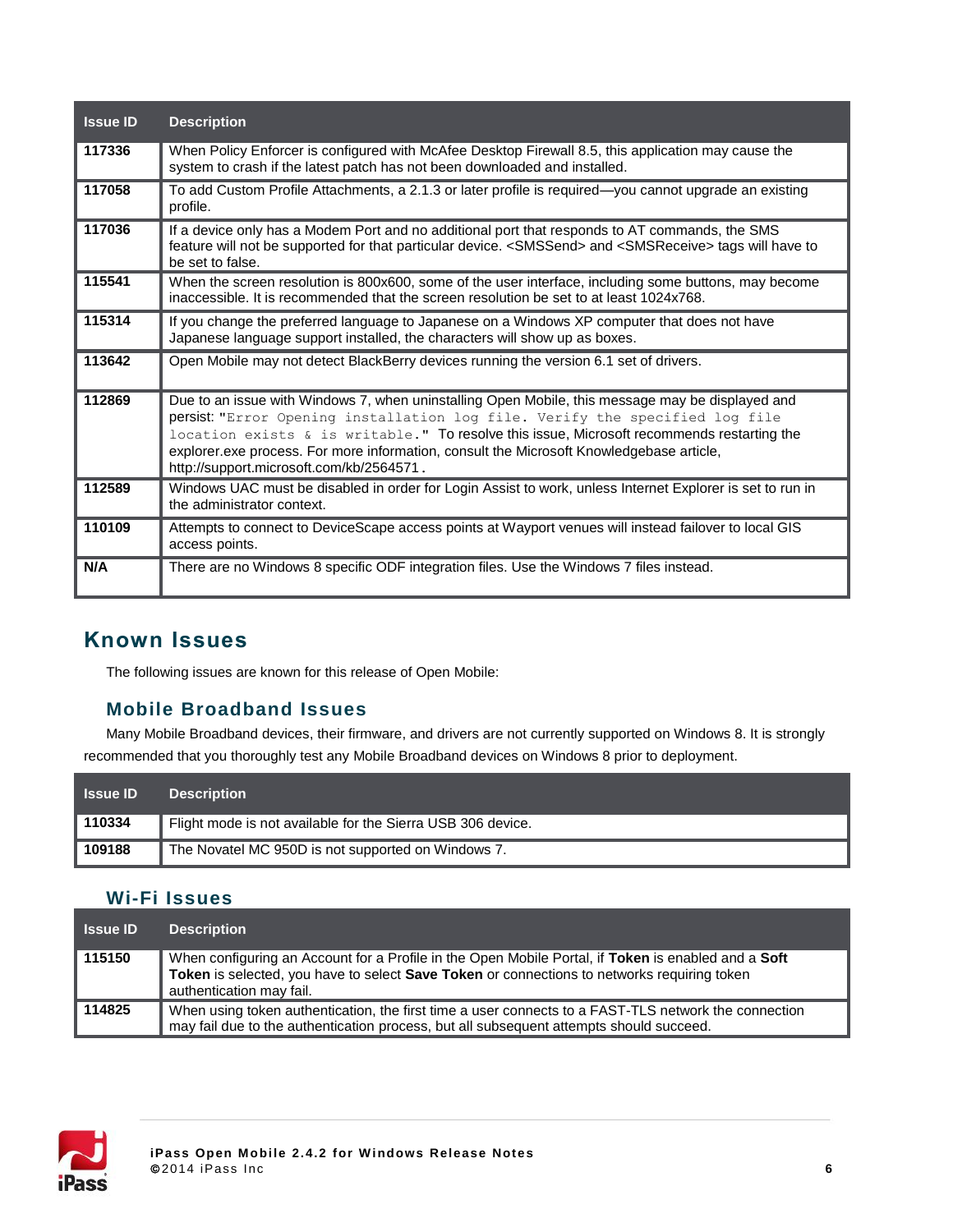| Issue ID | Description |
|---|---|
| 117336 | When Policy Enforcer is configured with McAfee Desktop Firewall 8.5, this application may cause the system to crash if the latest patch has not been downloaded and installed. |
| 117058 | To add Custom Profile Attachments, a 2.1.3 or later profile is required—you cannot upgrade an existing profile. |
| 117036 | If a device only has a Modem Port and no additional port that responds to AT commands, the SMS feature will not be supported for that particular device. <SMSSend> and <SMSReceive> tags will have to be set to false. |
| 115541 | When the screen resolution is 800x600, some of the user interface, including some buttons, may become inaccessible. It is recommended that the screen resolution be set to at least 1024x768. |
| 115314 | If you change the preferred language to Japanese on a Windows XP computer that does not have Japanese language support installed, the characters will show up as boxes. |
| 113642 | Open Mobile may not detect BlackBerry devices running the version 6.1 set of drivers. |
| 112869 | Due to an issue with Windows 7, when uninstalling Open Mobile, this message may be displayed and persist: "`Error Opening installation log file. Verify the specified log file location exists & is writable.`" To resolve this issue, Microsoft recommends restarting the explorer.exe process. For more information, consult the Microsoft Knowledgebase article, http://support.microsoft.com/kb/2564571. |
| 112589 | Windows UAC must be disabled in order for Login Assist to work, unless Internet Explorer is set to run in the administrator context. |
| 110109 | Attempts to connect to DeviceScape access points at Wayport venues will instead failover to local GIS access points. |
| N/A | There are no Windows 8 specific ODF integration files. Use the Windows 7 files instead. |

## Known Issues

The following issues are known for this release of Open Mobile:

### Mobile Broadband Issues

Many Mobile Broadband devices, their firmware, and drivers are not currently supported on Windows 8. It is strongly recommended that you thoroughly test any Mobile Broadband devices on Windows 8 prior to deployment.

| Issue ID | Description |
|---|---|
| 110334 | Flight mode is not available for the Sierra USB 306 device. |
| 109188 | The Novatel MC 950D is not supported on Windows 7. |

### Wi-Fi Issues

| Issue ID | Description |
|---|---|
| 115150 | When configuring an Account for a Profile in the Open Mobile Portal, if **Token** is enabled and a **Soft Token** is selected, you have to select **Save Token** or connections to networks requiring token authentication may fail. |
| 114825 | When using token authentication, the first time a user connects to a FAST-TLS network the connection may fail due to the authentication process, but all subsequent attempts should succeed. |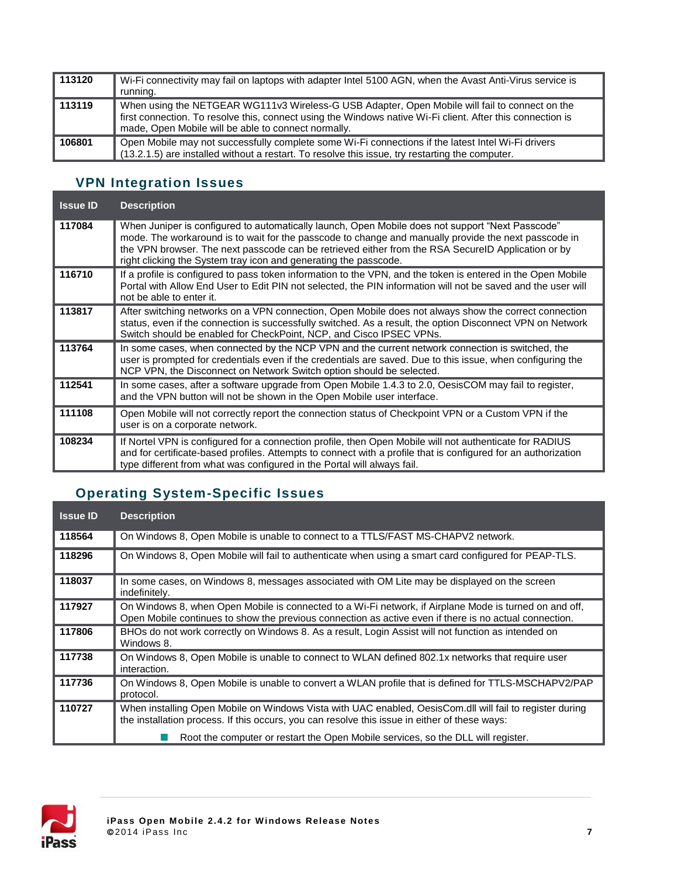| Issue ID | Description |
|---|---|
| 113120 | Wi-Fi connectivity may fail on laptops with adapter Intel 5100 AGN, when the Avast Anti-Virus service is running. |
| 113119 | When using the NETGEAR WG111v3 Wireless-G USB Adapter, Open Mobile will fail to connect on the first connection. To resolve this, connect using the Windows native Wi-Fi client. After this connection is made, Open Mobile will be able to connect normally. |
| 106801 | Open Mobile may not successfully complete some Wi-Fi connections if the latest Intel Wi-Fi drivers (13.2.1.5) are installed without a restart. To resolve this issue, try restarting the computer. |

## VPN Integration Issues

| Issue ID | Description |
|---|---|
| 117084 | When Juniper is configured to automatically launch, Open Mobile does not support "Next Passcode" mode. The workaround is to wait for the passcode to change and manually provide the next passcode in the VPN browser. The next passcode can be retrieved either from the RSA SecureID Application or by right clicking the System tray icon and generating the passcode. |
| 116710 | If a profile is configured to pass token information to the VPN, and the token is entered in the Open Mobile Portal with Allow End User to Edit PIN not selected, the PIN information will not be saved and the user will not be able to enter it. |
| 113817 | After switching networks on a VPN connection, Open Mobile does not always show the correct connection status, even if the connection is successfully switched. As a result, the option Disconnect VPN on Network Switch should be enabled for CheckPoint, NCP, and Cisco IPSEC VPNs. |
| 113764 | In some cases, when connected by the NCP VPN and the current network connection is switched, the user is prompted for credentials even if the credentials are saved. Due to this issue, when configuring the NCP VPN, the Disconnect on Network Switch option should be selected. |
| 112541 | In some cases, after a software upgrade from Open Mobile 1.4.3 to 2.0, OesisCOM may fail to register, and the VPN button will not be shown in the Open Mobile user interface. |
| 111108 | Open Mobile will not correctly report the connection status of Checkpoint VPN or a Custom VPN if the user is on a corporate network. |
| 108234 | If Nortel VPN is configured for a connection profile, then Open Mobile will not authenticate for RADIUS and for certificate-based profiles. Attempts to connect with a profile that is configured for an authorization type different from what was configured in the Portal will always fail. |

## Operating System-Specific Issues

| Issue ID | Description |
|---|---|
| 118564 | On Windows 8, Open Mobile is unable to connect to a TTLS/FAST MS-CHAPV2 network. |
| 118296 | On Windows 8, Open Mobile will fail to authenticate when using a smart card configured for PEAP-TLS. |
| 118037 | In some cases, on Windows 8, messages associated with OM Lite may be displayed on the screen indefinitely. |
| 117927 | On Windows 8, when Open Mobile is connected to a Wi-Fi network, if Airplane Mode is turned on and off, Open Mobile continues to show the previous connection as active even if there is no actual connection. |
| 117806 | BHOs do not work correctly on Windows 8. As a result, Login Assist will not function as intended on Windows 8. |
| 117738 | On Windows 8, Open Mobile is unable to connect to WLAN defined 802.1x networks that require user interaction. |
| 117736 | On Windows 8, Open Mobile is unable to convert a WLAN profile that is defined for TTLS-MSCHAPV2/PAP protocol. |
| 110727 | When installing Open Mobile on Windows Vista with UAC enabled, OesisCom.dll will fail to register during the installation process. If this occurs, you can resolve this issue in either of these ways:<br>■ Root the computer or restart the Open Mobile services, so the DLL will register. |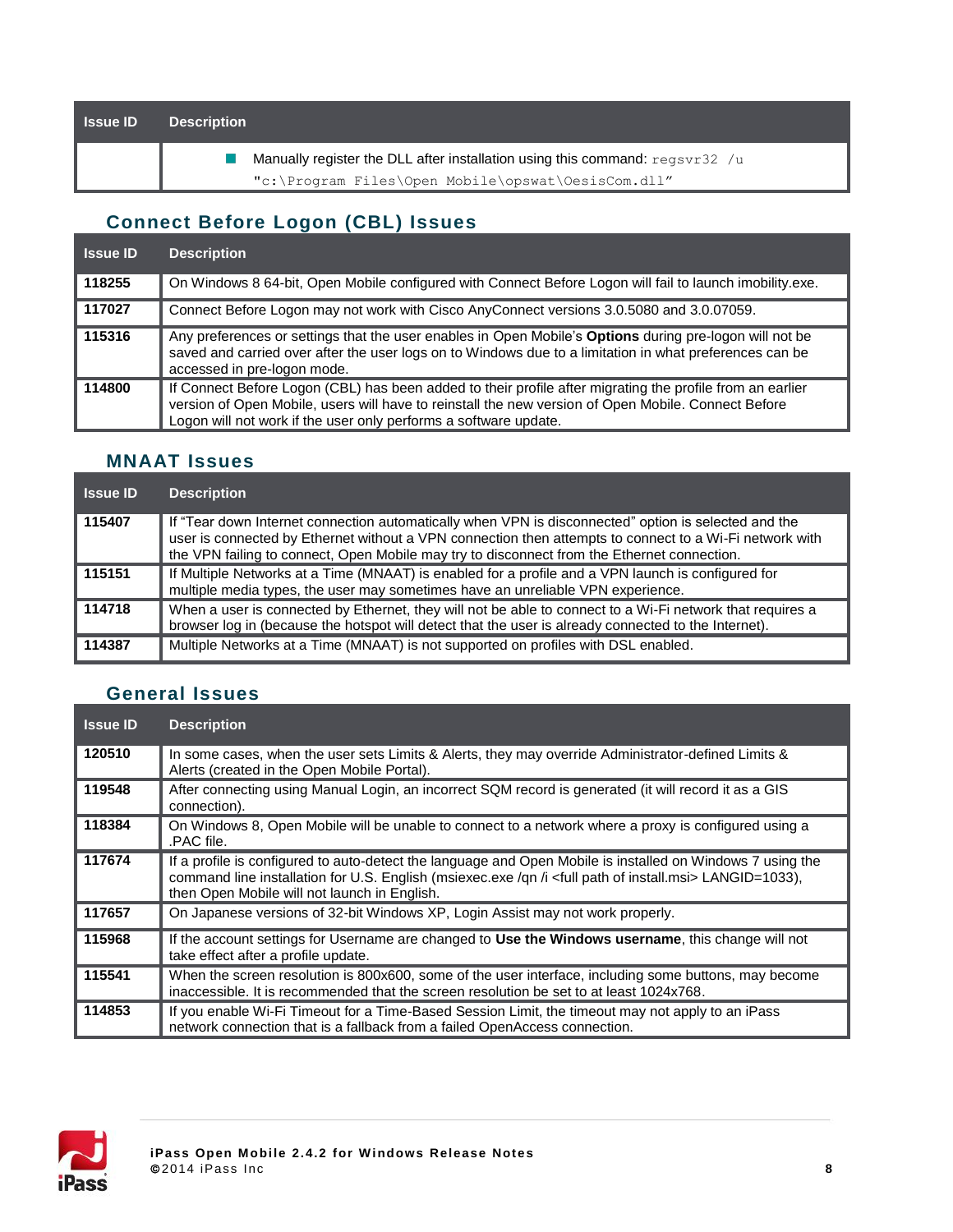| Issue ID | Description |
|---|---|
| | ■ Manually register the DLL after installation using this command: `regsvr32 /u "c:\Program Files\Open Mobile\opswat\OesisCom.dll"` |

## Connect Before Logon (CBL) Issues

| Issue ID | Description |
|---|---|
| **118255** | On Windows 8 64-bit, Open Mobile configured with Connect Before Logon will fail to launch imobility.exe. |
| **117027** | Connect Before Logon may not work with Cisco AnyConnect versions 3.0.5080 and 3.0.07059. |
| **115316** | Any preferences or settings that the user enables in Open Mobile's **Options** during pre-logon will not be saved and carried over after the user logs on to Windows due to a limitation in what preferences can be accessed in pre-logon mode. |
| **114800** | If Connect Before Logon (CBL) has been added to their profile after migrating the profile from an earlier version of Open Mobile, users will have to reinstall the new version of Open Mobile. Connect Before Logon will not work if the user only performs a software update. |

## MNAAT Issues

| Issue ID | Description |
|---|---|
| **115407** | If "Tear down Internet connection automatically when VPN is disconnected" option is selected and the user is connected by Ethernet without a VPN connection then attempts to connect to a Wi-Fi network with the VPN failing to connect, Open Mobile may try to disconnect from the Ethernet connection. |
| **115151** | If Multiple Networks at a Time (MNAAT) is enabled for a profile and a VPN launch is configured for multiple media types, the user may sometimes have an unreliable VPN experience. |
| **114718** | When a user is connected by Ethernet, they will not be able to connect to a Wi-Fi network that requires a browser log in (because the hotspot will detect that the user is already connected to the Internet). |
| **114387** | Multiple Networks at a Time (MNAAT) is not supported on profiles with DSL enabled. |

## General Issues

| Issue ID | Description |
|---|---|
| **120510** | In some cases, when the user sets Limits & Alerts, they may override Administrator-defined Limits & Alerts (created in the Open Mobile Portal). |
| **119548** | After connecting using Manual Login, an incorrect SQM record is generated (it will record it as a GIS connection). |
| **118384** | On Windows 8, Open Mobile will be unable to connect to a network where a proxy is configured using a .PAC file. |
| **117674** | If a profile is configured to auto-detect the language and Open Mobile is installed on Windows 7 using the command line installation for U.S. English (msiexec.exe /qn /i <full path of install.msi> LANGID=1033), then Open Mobile will not launch in English. |
| **117657** | On Japanese versions of 32-bit Windows XP, Login Assist may not work properly. |
| **115968** | If the account settings for Username are changed to **Use the Windows username**, this change will not take effect after a profile update. |
| **115541** | When the screen resolution is 800x600, some of the user interface, including some buttons, may become inaccessible. It is recommended that the screen resolution be set to at least 1024x768. |
| **114853** | If you enable Wi-Fi Timeout for a Time-Based Session Limit, the timeout may not apply to an iPass network connection that is a fallback from a failed OpenAccess connection. |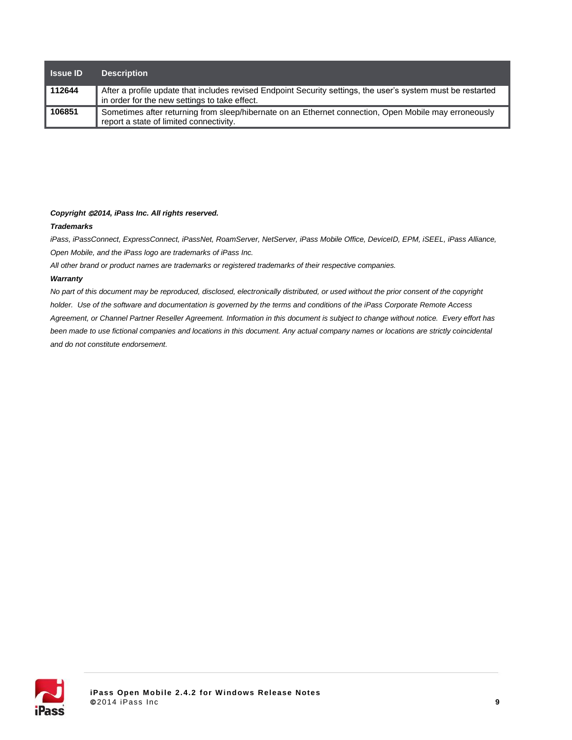| Issue ID | Description |
| --- | --- |
| **112644** | After a profile update that includes revised Endpoint Security settings, the user's system must be restarted in order for the new settings to take effect. |
| **106851** | Sometimes after returning from sleep/hibernate on an Ethernet connection, Open Mobile may erroneously report a state of limited connectivity. |

***Copyright ©2014, iPass Inc. All rights reserved.***

***Trademarks***

*iPass, iPassConnect, ExpressConnect, iPassNet, RoamServer, NetServer, iPass Mobile Office, DeviceID, EPM, iSEEL, iPass Alliance, Open Mobile, and the iPass logo are trademarks of iPass Inc.*

*All other brand or product names are trademarks or registered trademarks of their respective companies.*

***Warranty***

*No part of this document may be reproduced, disclosed, electronically distributed, or used without the prior consent of the copyright holder. Use of the software and documentation is governed by the terms and conditions of the iPass Corporate Remote Access Agreement, or Channel Partner Reseller Agreement. Information in this document is subject to change without notice. Every effort has been made to use fictional companies and locations in this document. Any actual company names or locations are strictly coincidental and do not constitute endorsement.*